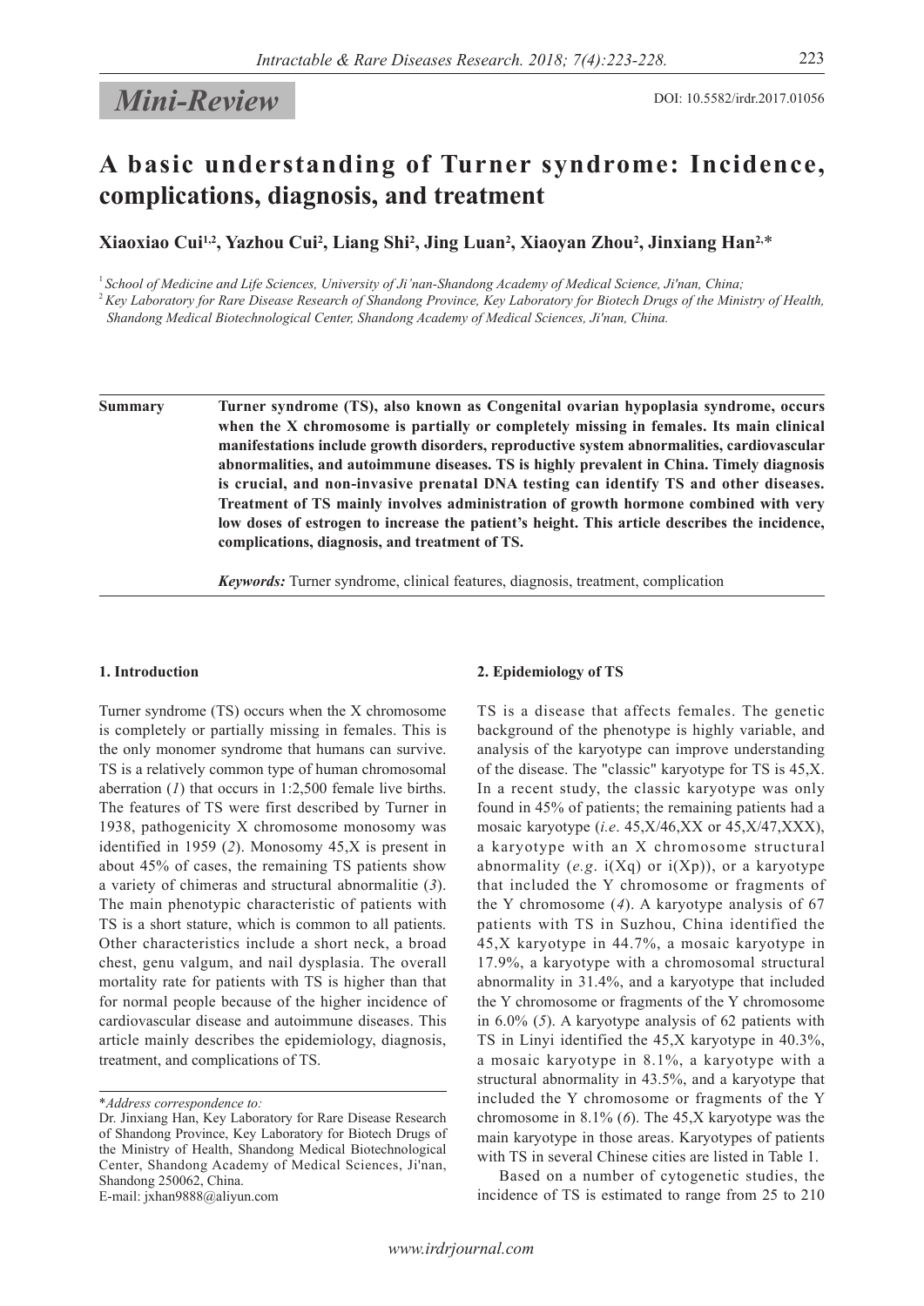*Mini-Review*

DOI: 10.5582/irdr.2017.01056

# A basic understanding of Turner syndrome: Incidence, complications, diagnosis, and treatment

**Xiaoxiao Cui[1,2], Yazhou Cui[2], Liang Shi[2], Jing Luan[2], Xiaoyan Zhou[2], Jinxiang Han[2,*]**

[1] *School of Medicine and Life Sciences, University of Ji'nan-Shandong Academy of Medical Science, Ji'nan, China;*

[2] *Key Laboratory for Rare Disease Research of Shandong Province, Key Laboratory for Biotech Drugs of the Ministry of Health, Shandong Medical Biotechnological Center, Shandong Academy of Medical Sciences, Ji'nan, China.*

**Summary** **Turner syndrome (TS), also known as Congenital ovarian hypoplasia syndrome, occurs when the X chromosome is partially or completely missing in females. Its main clinical manifestations include growth disorders, reproductive system abnormalities, cardiovascular abnormalities, and autoimmune diseases. TS is highly prevalent in China. Timely diagnosis is crucial, and non-invasive prenatal DNA testing can identify TS and other diseases. Treatment of TS mainly involves administration of growth hormone combined with very low doses of estrogen to increase the patient's height. This article describes the incidence, complications, diagnosis, and treatment of TS.**

***Keywords:*** Turner syndrome, clinical features, diagnosis, treatment, complication

## 1. Introduction

Turner syndrome (TS) occurs when the X chromosome is completely or partially missing in females. This is the only monomer syndrome that humans can survive. TS is a relatively common type of human chromosomal aberration (*1*) that occurs in 1:2,500 female live births. The features of TS were first described by Turner in 1938, pathogenicity X chromosome monosomy was identified in 1959 (*2*). Monosomy 45,X is present in about 45% of cases, the remaining TS patients show a variety of chimeras and structural abnormalitie (*3*). The main phenotypic characteristic of patients with TS is a short stature, which is common to all patients. Other characteristics include a short neck, a broad chest, genu valgum, and nail dysplasia. The overall mortality rate for patients with TS is higher than that for normal people because of the higher incidence of cardiovascular disease and autoimmune diseases. This article mainly describes the epidemiology, diagnosis, treatment, and complications of TS.

*\*Address correspondence to:*
Dr. Jinxiang Han, Key Laboratory for Rare Disease Research of Shandong Province, Key Laboratory for Biotech Drugs of the Ministry of Health, Shandong Medical Biotechnological Center, Shandong Academy of Medical Sciences, Ji'nan, Shandong 250062, China.
E-mail: jxhan9888@aliyun.com

## 2. Epidemiology of TS

TS is a disease that affects females. The genetic background of the phenotype is highly variable, and analysis of the karyotype can improve understanding of the disease. The "classic" karyotype for TS is 45,X. In a recent study, the classic karyotype was only found in 45% of patients; the remaining patients had a mosaic karyotype (*i.e*. 45,X/46,XX or 45,X/47,XXX), a karyotype with an X chromosome structural abnormality (*e.g*. i(Xq) or i(Xp)), or a karyotype that included the Y chromosome or fragments of the Y chromosome (*4*). A karyotype analysis of 67 patients with TS in Suzhou, China identified the 45,X karyotype in 44.7%, a mosaic karyotype in 17.9%, a karyotype with a chromosomal structural abnormality in 31.4%, and a karyotype that included the Y chromosome or fragments of the Y chromosome in 6.0% (*5*). A karyotype analysis of 62 patients with TS in Linyi identified the 45,X karyotype in 40.3%, a mosaic karyotype in 8.1%, a karyotype with a structural abnormality in 43.5%, and a karyotype that included the Y chromosome or fragments of the Y chromosome in 8.1% (*6*). The 45,X karyotype was the main karyotype in those areas. Karyotypes of patients with TS in several Chinese cities are listed in Table 1.

Based on a number of cytogenetic studies, the incidence of TS is estimated to range from 25 to 210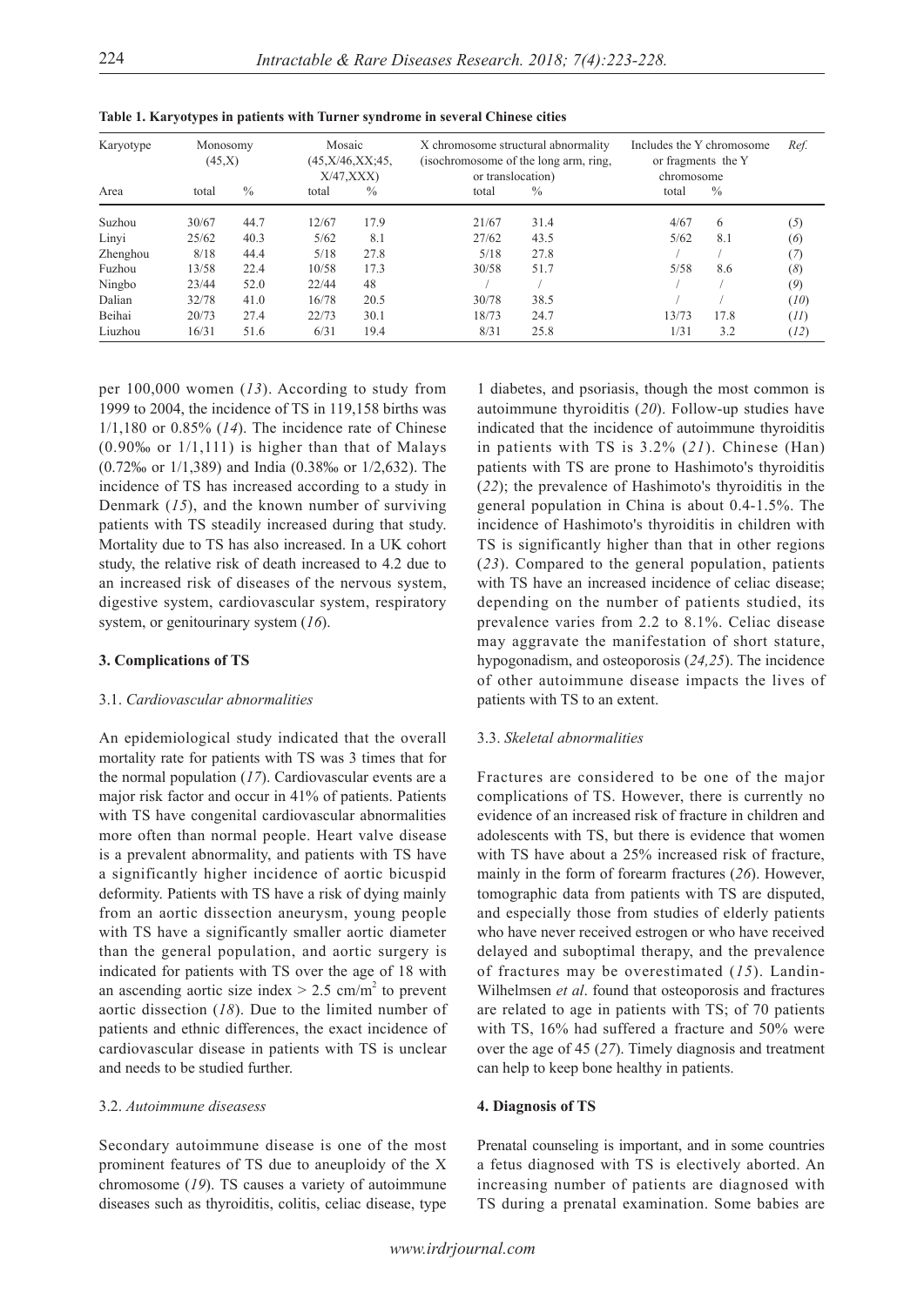**Table 1. Karyotypes in patients with Turner syndrome in several Chinese cities**

| Karyotype | Monosomy (45,X) | | Mosaic (45,X/46,XX;45, X/47,XXX) | | X chromosome structural abnormality (isochromosome of the long arm, ring, or translocation) | | Includes the Y chromosome or fragments the Y chromosome | | Ref. |
|---|---|---|---|---|---|---|---|---|---|
| Area | total | % | total | % | total | % | total | % | |
| Suzhou | 30/67 | 44.7 | 12/67 | 17.9 | 21/67 | 31.4 | 4/67 | 6 | (*5*) |
| Linyi | 25/62 | 40.3 | 5/62 | 8.1 | 27/62 | 43.5 | 5/62 | 8.1 | (*6*) |
| Zhenghou | 8/18 | 44.4 | 5/18 | 27.8 | 5/18 | 27.8 | / | / | (*7*) |
| Fuzhou | 13/58 | 22.4 | 10/58 | 17.3 | 30/58 | 51.7 | 5/58 | 8.6 | (*8*) |
| Ningbo | 23/44 | 52.0 | 22/44 | 48 | / | / | / | / | (*9*) |
| Dalian | 32/78 | 41.0 | 16/78 | 20.5 | 30/78 | 38.5 | / | / | (*10*) |
| Beihai | 20/73 | 27.4 | 22/73 | 30.1 | 18/73 | 24.7 | 13/73 | 17.8 | (*11*) |
| Liuzhou | 16/31 | 51.6 | 6/31 | 19.4 | 8/31 | 25.8 | 1/31 | 3.2 | (*12*) |

per 100,000 women (*13*). According to study from 1999 to 2004, the incidence of TS in 119,158 births was 1/1,180 or 0.85% (*14*). The incidence rate of Chinese (0.90‰ or 1/1,111) is higher than that of Malays (0.72‰ or 1/1,389) and India (0.38‰ or 1/2,632). The incidence of TS has increased according to a study in Denmark (*15*), and the known number of surviving patients with TS steadily increased during that study. Mortality due to TS has also increased. In a UK cohort study, the relative risk of death increased to 4.2 due to an increased risk of diseases of the nervous system, digestive system, cardiovascular system, respiratory system, or genitourinary system (*16*).

## 3. Complications of TS

### 3.1. *Cardiovascular abnormalities*

An epidemiological study indicated that the overall mortality rate for patients with TS was 3 times that for the normal population (*17*). Cardiovascular events are a major risk factor and occur in 41% of patients. Patients with TS have congenital cardiovascular abnormalities more often than normal people. Heart valve disease is a prevalent abnormality, and patients with TS have a significantly higher incidence of aortic bicuspid deformity. Patients with TS have a risk of dying mainly from an aortic dissection aneurysm, young people with TS have a significantly smaller aortic diameter than the general population, and aortic surgery is indicated for patients with TS over the age of 18 with an ascending aortic size index > 2.5 cm/m$^2$ to prevent aortic dissection (*18*). Due to the limited number of patients and ethnic differences, the exact incidence of cardiovascular disease in patients with TS is unclear and needs to be studied further.

### 3.2. *Autoimmune diseasess*

Secondary autoimmune disease is one of the most prominent features of TS due to aneuploidy of the X chromosome (*19*). TS causes a variety of autoimmune diseases such as thyroiditis, colitis, celiac disease, type 1 diabetes, and psoriasis, though the most common is autoimmune thyroiditis (*20*). Follow-up studies have indicated that the incidence of autoimmune thyroiditis in patients with TS is 3.2% (*21*). Chinese (Han) patients with TS are prone to Hashimoto's thyroiditis (*22*); the prevalence of Hashimoto's thyroiditis in the general population in China is about 0.4-1.5%. The incidence of Hashimoto's thyroiditis in children with TS is significantly higher than that in other regions (*23*). Compared to the general population, patients with TS have an increased incidence of celiac disease; depending on the number of patients studied, its prevalence varies from 2.2 to 8.1%. Celiac disease may aggravate the manifestation of short stature, hypogonadism, and osteoporosis (*24,25*). The incidence of other autoimmune disease impacts the lives of patients with TS to an extent.

### 3.3. *Skeletal abnormalities*

Fractures are considered to be one of the major complications of TS. However, there is currently no evidence of an increased risk of fracture in children and adolescents with TS, but there is evidence that women with TS have about a 25% increased risk of fracture, mainly in the form of forearm fractures (*26*). However, tomographic data from patients with TS are disputed, and especially those from studies of elderly patients who have never received estrogen or who have received delayed and suboptimal therapy, and the prevalence of fractures may be overestimated (*15*). Landin-Wilhelmsen *et al*. found that osteoporosis and fractures are related to age in patients with TS; of 70 patients with TS, 16% had suffered a fracture and 50% were over the age of 45 (*27*). Timely diagnosis and treatment can help to keep bone healthy in patients.

## 4. Diagnosis of TS

Prenatal counseling is important, and in some countries a fetus diagnosed with TS is electively aborted. An increasing number of patients are diagnosed with TS during a prenatal examination. Some babies are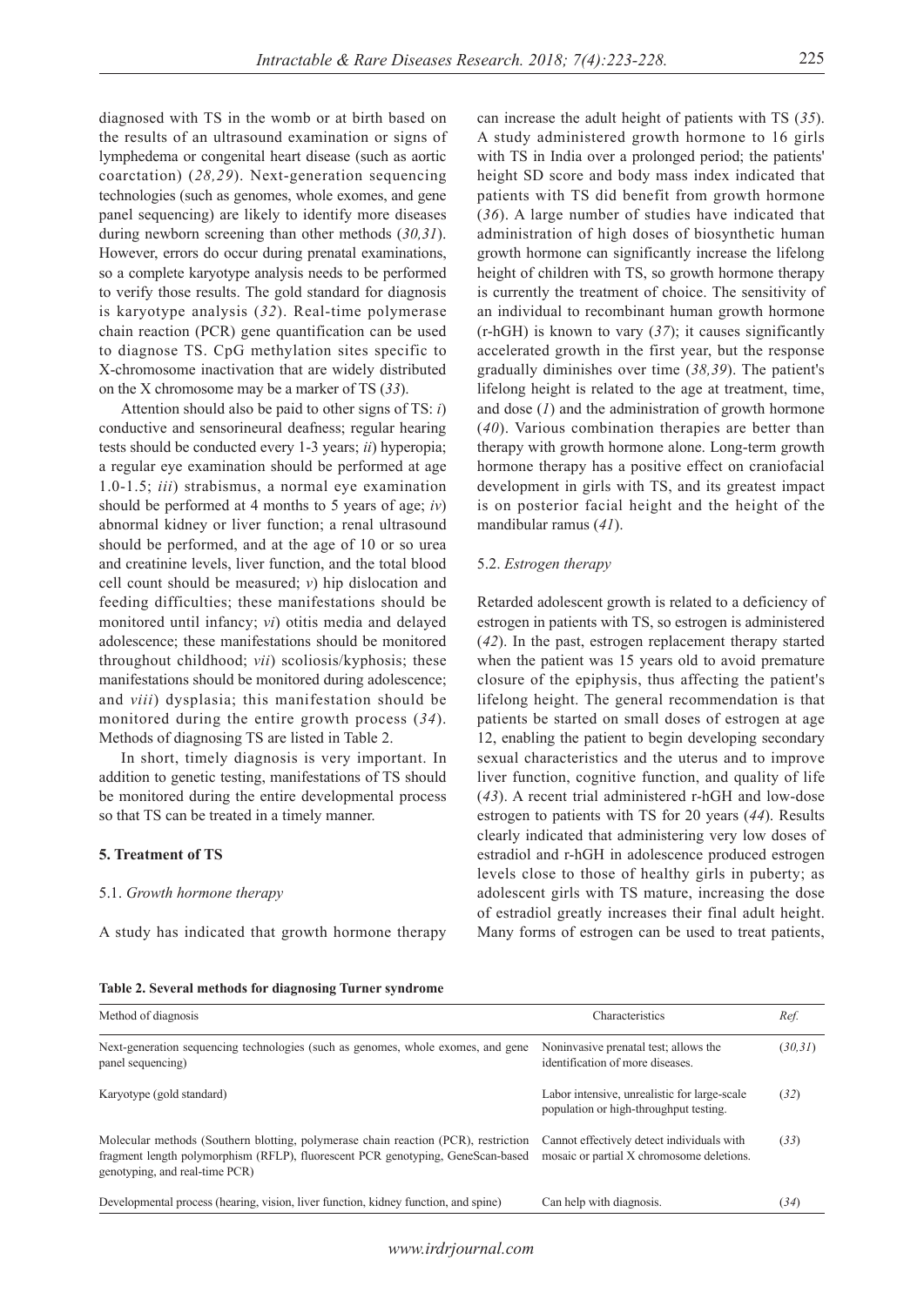diagnosed with TS in the womb or at birth based on the results of an ultrasound examination or signs of lymphedema or congenital heart disease (such as aortic coarctation) (*28,29*). Next-generation sequencing technologies (such as genomes, whole exomes, and gene panel sequencing) are likely to identify more diseases during newborn screening than other methods (*30,31*). However, errors do occur during prenatal examinations, so a complete karyotype analysis needs to be performed to verify those results. The gold standard for diagnosis is karyotype analysis (*32*). Real-time polymerase chain reaction (PCR) gene quantification can be used to diagnose TS. CpG methylation sites specific to X-chromosome inactivation that are widely distributed on the X chromosome may be a marker of TS (*33*).

Attention should also be paid to other signs of TS: *i*) conductive and sensorineural deafness; regular hearing tests should be conducted every 1-3 years; *ii*) hyperopia; a regular eye examination should be performed at age 1.0-1.5; *iii*) strabismus, a normal eye examination should be performed at 4 months to 5 years of age; *iv*) abnormal kidney or liver function; a renal ultrasound should be performed, and at the age of 10 or so urea and creatinine levels, liver function, and the total blood cell count should be measured; *v*) hip dislocation and feeding difficulties; these manifestations should be monitored until infancy; *vi*) otitis media and delayed adolescence; these manifestations should be monitored throughout childhood; *vii*) scoliosis/kyphosis; these manifestations should be monitored during adolescence; and *viii*) dysplasia; this manifestation should be monitored during the entire growth process (*34*). Methods of diagnosing TS are listed in Table 2.

In short, timely diagnosis is very important. In addition to genetic testing, manifestations of TS should be monitored during the entire developmental process so that TS can be treated in a timely manner.

## 5. Treatment of TS

### 5.1. *Growth hormone therapy*

A study has indicated that growth hormone therapy can increase the adult height of patients with TS (*35*). A study administered growth hormone to 16 girls with TS in India over a prolonged period; the patients' height SD score and body mass index indicated that patients with TS did benefit from growth hormone (*36*). A large number of studies have indicated that administration of high doses of biosynthetic human growth hormone can significantly increase the lifelong height of children with TS, so growth hormone therapy is currently the treatment of choice. The sensitivity of an individual to recombinant human growth hormone (r-hGH) is known to vary (*37*); it causes significantly accelerated growth in the first year, but the response gradually diminishes over time (*38,39*). The patient's lifelong height is related to the age at treatment, time, and dose (*1*) and the administration of growth hormone (*40*). Various combination therapies are better than therapy with growth hormone alone. Long-term growth hormone therapy has a positive effect on craniofacial development in girls with TS, and its greatest impact is on posterior facial height and the height of the mandibular ramus (*41*).

### 5.2. *Estrogen therapy*

Retarded adolescent growth is related to a deficiency of estrogen in patients with TS, so estrogen is administered (*42*). In the past, estrogen replacement therapy started when the patient was 15 years old to avoid premature closure of the epiphysis, thus affecting the patient's lifelong height. The general recommendation is that patients be started on small doses of estrogen at age 12, enabling the patient to begin developing secondary sexual characteristics and the uterus and to improve liver function, cognitive function, and quality of life (*43*). A recent trial administered r-hGH and low-dose estrogen to patients with TS for 20 years (*44*). Results clearly indicated that administering very low doses of estradiol and r-hGH in adolescence produced estrogen levels close to those of healthy girls in puberty; as adolescent girls with TS mature, increasing the dose of estradiol greatly increases their final adult height. Many forms of estrogen can be used to treat patients,

**Table 2. Several methods for diagnosing Turner syndrome**

| Method of diagnosis | Characteristics | *Ref.* |
|---|---|---|
| Next-generation sequencing technologies (such as genomes, whole exomes, and gene panel sequencing) | Noninvasive prenatal test; allows the identification of more diseases. | (*30,31*) |
| Karyotype (gold standard) | Labor intensive, unrealistic for large-scale population or high-throughput testing. | (*32*) |
| Molecular methods (Southern blotting, polymerase chain reaction (PCR), restriction fragment length polymorphism (RFLP), fluorescent PCR genotyping, GeneScan-based genotyping, and real-time PCR) | Cannot effectively detect individuals with mosaic or partial X chromosome deletions. | (*33*) |
| Developmental process (hearing, vision, liver function, kidney function, and spine) | Can help with diagnosis. | (*34*) |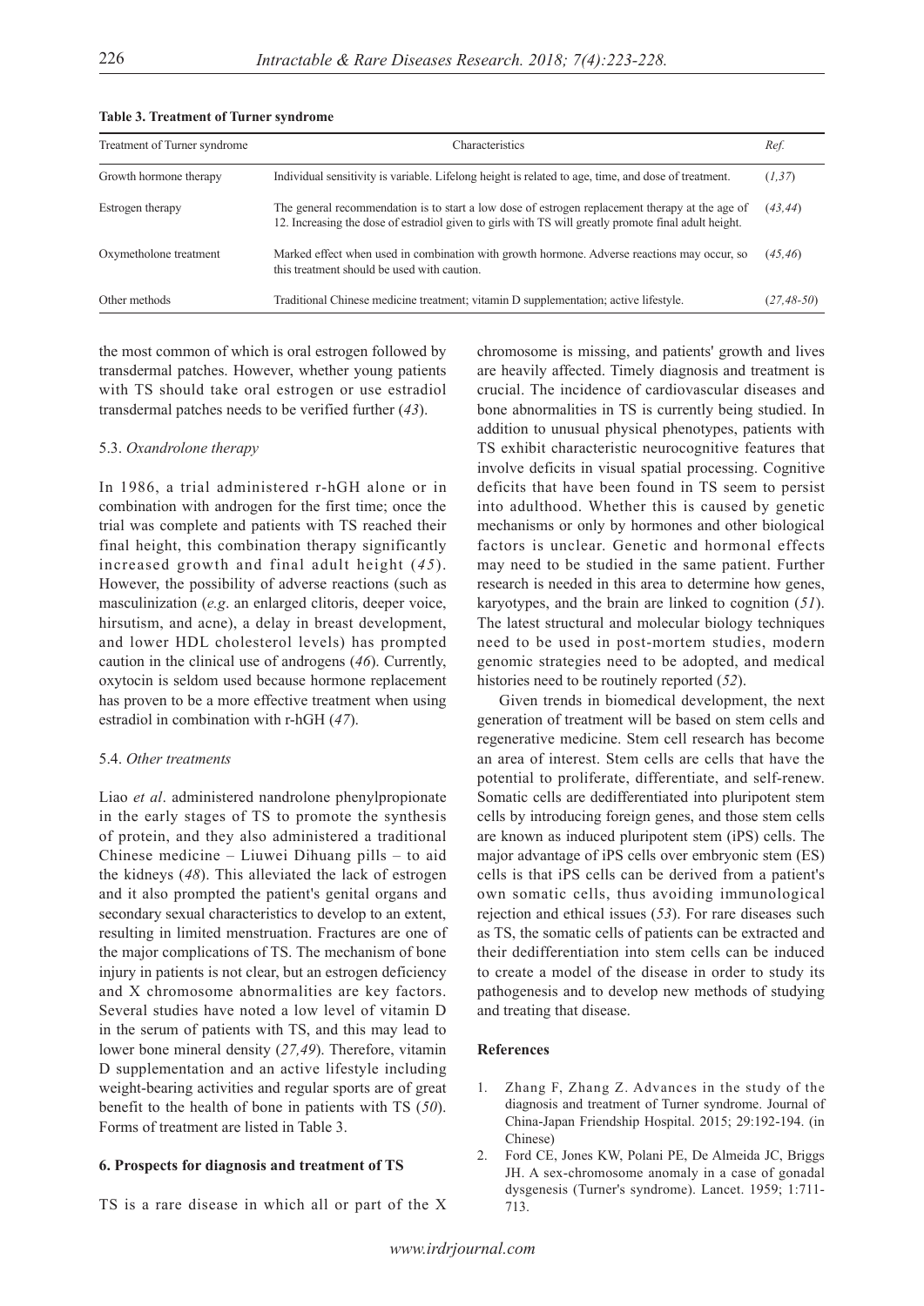**Table 3. Treatment of Turner syndrome**

| Treatment of Turner syndrome | Characteristics | *Ref.* |
|---|---|---|
| Growth hormone therapy | Individual sensitivity is variable. Lifelong height is related to age, time, and dose of treatment. | (*1,37*) |
| Estrogen therapy | The general recommendation is to start a low dose of estrogen replacement therapy at the age of 12. Increasing the dose of estradiol given to girls with TS will greatly promote final adult height. | (*43,44*) |
| Oxymetholone treatment | Marked effect when used in combination with growth hormone. Adverse reactions may occur, so this treatment should be used with caution. | (*45,46*) |
| Other methods | Traditional Chinese medicine treatment; vitamin D supplementation; active lifestyle. | (*27,48-50*) |

the most common of which is oral estrogen followed by transdermal patches. However, whether young patients with TS should take oral estrogen or use estradiol transdermal patches needs to be verified further (*43*).

### 5.3. *Oxandrolone therapy*

In 1986, a trial administered r-hGH alone or in combination with androgen for the first time; once the trial was complete and patients with TS reached their final height, this combination therapy significantly increased growth and final adult height (*45*). However, the possibility of adverse reactions (such as masculinization (*e.g*. an enlarged clitoris, deeper voice, hirsutism, and acne), a delay in breast development, and lower HDL cholesterol levels) has prompted caution in the clinical use of androgens (*46*). Currently, oxytocin is seldom used because hormone replacement has proven to be a more effective treatment when using estradiol in combination with r-hGH (*47*).

### 5.4. *Other treatments*

Liao *et al*. administered nandrolone phenylpropionate in the early stages of TS to promote the synthesis of protein, and they also administered a traditional Chinese medicine – Liuwei Dihuang pills – to aid the kidneys (*48*). This alleviated the lack of estrogen and it also prompted the patient's genital organs and secondary sexual characteristics to develop to an extent, resulting in limited menstruation. Fractures are one of the major complications of TS. The mechanism of bone injury in patients is not clear, but an estrogen deficiency and X chromosome abnormalities are key factors. Several studies have noted a low level of vitamin D in the serum of patients with TS, and this may lead to lower bone mineral density (*27,49*). Therefore, vitamin D supplementation and an active lifestyle including weight-bearing activities and regular sports are of great benefit to the health of bone in patients with TS (*50*). Forms of treatment are listed in Table 3.

## 6. Prospects for diagnosis and treatment of TS

TS is a rare disease in which all or part of the X chromosome is missing, and patients' growth and lives are heavily affected. Timely diagnosis and treatment is crucial. The incidence of cardiovascular diseases and bone abnormalities in TS is currently being studied. In addition to unusual physical phenotypes, patients with TS exhibit characteristic neurocognitive features that involve deficits in visual spatial processing. Cognitive deficits that have been found in TS seem to persist into adulthood. Whether this is caused by genetic mechanisms or only by hormones and other biological factors is unclear. Genetic and hormonal effects may need to be studied in the same patient. Further research is needed in this area to determine how genes, karyotypes, and the brain are linked to cognition (*51*). The latest structural and molecular biology techniques need to be used in post-mortem studies, modern genomic strategies need to be adopted, and medical histories need to be routinely reported (*52*).

Given trends in biomedical development, the next generation of treatment will be based on stem cells and regenerative medicine. Stem cell research has become an area of interest. Stem cells are cells that have the potential to proliferate, differentiate, and self-renew. Somatic cells are dedifferentiated into pluripotent stem cells by introducing foreign genes, and those stem cells are known as induced pluripotent stem (iPS) cells. The major advantage of iPS cells over embryonic stem (ES) cells is that iPS cells can be derived from a patient's own somatic cells, thus avoiding immunological rejection and ethical issues (*53*). For rare diseases such as TS, the somatic cells of patients can be extracted and their dedifferentiation into stem cells can be induced to create a model of the disease in order to study its pathogenesis and to develop new methods of studying and treating that disease.

## References

1. Zhang F, Zhang Z. Advances in the study of the diagnosis and treatment of Turner syndrome. Journal of China-Japan Friendship Hospital. 2015; 29:192-194. (in Chinese)
2. Ford CE, Jones KW, Polani PE, De Almeida JC, Briggs JH. A sex-chromosome anomaly in a case of gonadal dysgenesis (Turner's syndrome). Lancet. 1959; 1:711-713.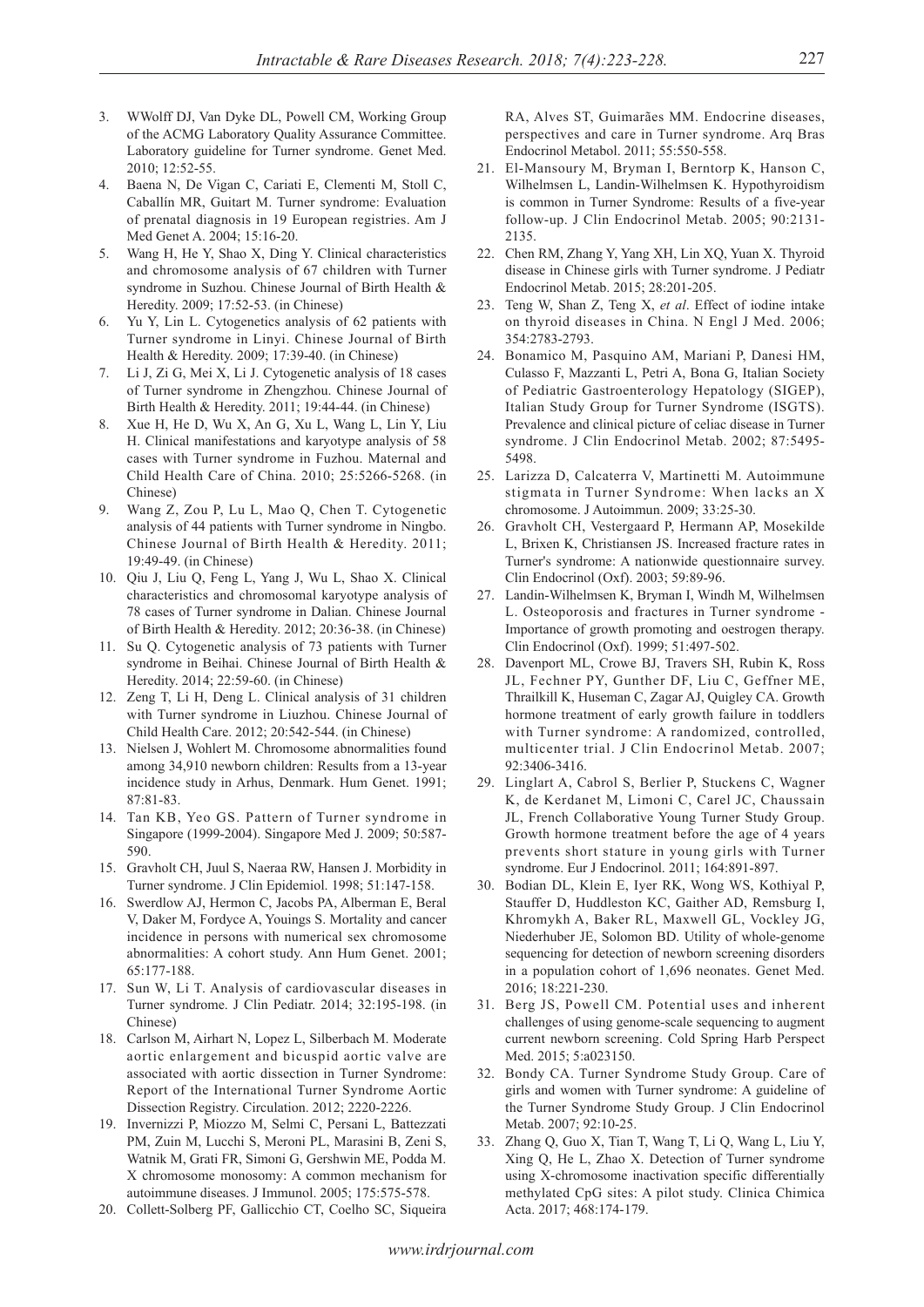3. WWolff DJ, Van Dyke DL, Powell CM, Working Group of the ACMG Laboratory Quality Assurance Committee. Laboratory guideline for Turner syndrome. Genet Med. 2010; 12:52-55.
4. Baena N, De Vigan C, Cariati E, Clementi M, Stoll C, Caballín MR, Guitart M. Turner syndrome: Evaluation of prenatal diagnosis in 19 European registries. Am J Med Genet A. 2004; 15:16-20.
5. Wang H, He Y, Shao X, Ding Y. Clinical characteristics and chromosome analysis of 67 children with Turner syndrome in Suzhou. Chinese Journal of Birth Health & Heredity. 2009; 17:52-53. (in Chinese)
6. Yu Y, Lin L. Cytogenetics analysis of 62 patients with Turner syndrome in Linyi. Chinese Journal of Birth Health & Heredity. 2009; 17:39-40. (in Chinese)
7. Li J, Zi G, Mei X, Li J. Cytogenetic analysis of 18 cases of Turner syndrome in Zhengzhou. Chinese Journal of Birth Health & Heredity. 2011; 19:44-44. (in Chinese)
8. Xue H, He D, Wu X, An G, Xu L, Wang L, Lin Y, Liu H. Clinical manifestations and karyotype analysis of 58 cases with Turner syndrome in Fuzhou. Maternal and Child Health Care of China. 2010; 25:5266-5268. (in Chinese)
9. Wang Z, Zou P, Lu L, Mao Q, Chen T. Cytogenetic analysis of 44 patients with Turner syndrome in Ningbo. Chinese Journal of Birth Health & Heredity. 2011; 19:49-49. (in Chinese)
10. Qiu J, Liu Q, Feng L, Yang J, Wu L, Shao X. Clinical characteristics and chromosomal karyotype analysis of 78 cases of Turner syndrome in Dalian. Chinese Journal of Birth Health & Heredity. 2012; 20:36-38. (in Chinese)
11. Su Q. Cytogenetic analysis of 73 patients with Turner syndrome in Beihai. Chinese Journal of Birth Health & Heredity. 2014; 22:59-60. (in Chinese)
12. Zeng T, Li H, Deng L. Clinical analysis of 31 children with Turner syndrome in Liuzhou. Chinese Journal of Child Health Care. 2012; 20:542-544. (in Chinese)
13. Nielsen J, Wohlert M. Chromosome abnormalities found among 34,910 newborn children: Results from a 13-year incidence study in Arhus, Denmark. Hum Genet. 1991; 87:81-83.
14. Tan KB, Yeo GS. Pattern of Turner syndrome in Singapore (1999-2004). Singapore Med J. 2009; 50:587-590.
15. Gravholt CH, Juul S, Naeraa RW, Hansen J. Morbidity in Turner syndrome. J Clin Epidemiol. 1998; 51:147-158.
16. Swerdlow AJ, Hermon C, Jacobs PA, Alberman E, Beral V, Daker M, Fordyce A, Youings S. Mortality and cancer incidence in persons with numerical sex chromosome abnormalities: A cohort study. Ann Hum Genet. 2001; 65:177-188.
17. Sun W, Li T. Analysis of cardiovascular diseases in Turner syndrome. J Clin Pediatr. 2014; 32:195-198. (in Chinese)
18. Carlson M, Airhart N, Lopez L, Silberbach M. Moderate aortic enlargement and bicuspid aortic valve are associated with aortic dissection in Turner Syndrome: Report of the International Turner Syndrome Aortic Dissection Registry. Circulation. 2012; 2220-2226.
19. Invernizzi P, Miozzo M, Selmi C, Persani L, Battezzati PM, Zuin M, Lucchi S, Meroni PL, Marasini B, Zeni S, Watnik M, Grati FR, Simoni G, Gershwin ME, Podda M. X chromosome monosomy: A common mechanism for autoimmune diseases. J Immunol. 2005; 175:575-578.
20. Collett-Solberg PF, Gallicchio CT, Coelho SC, Siqueira RA, Alves ST, Guimarães MM. Endocrine diseases, perspectives and care in Turner syndrome. Arq Bras Endocrinol Metabol. 2011; 55:550-558.
21. El-Mansoury M, Bryman I, Berntorp K, Hanson C, Wilhelmsen L, Landin-Wilhelmsen K. Hypothyroidism is common in Turner Syndrome: Results of a five-year follow-up. J Clin Endocrinol Metab. 2005; 90:2131-2135.
22. Chen RM, Zhang Y, Yang XH, Lin XQ, Yuan X. Thyroid disease in Chinese girls with Turner syndrome. J Pediatr Endocrinol Metab. 2015; 28:201-205.
23. Teng W, Shan Z, Teng X, *et al*. Effect of iodine intake on thyroid diseases in China. N Engl J Med. 2006; 354:2783-2793.
24. Bonamico M, Pasquino AM, Mariani P, Danesi HM, Culasso F, Mazzanti L, Petri A, Bona G, Italian Society of Pediatric Gastroenterology Hepatology (SIGEP), Italian Study Group for Turner Syndrome (ISGTS). Prevalence and clinical picture of celiac disease in Turner syndrome. J Clin Endocrinol Metab. 2002; 87:5495-5498.
25. Larizza D, Calcaterra V, Martinetti M. Autoimmune stigmata in Turner Syndrome: When lacks an X chromosome. J Autoimmun. 2009; 33:25-30.
26. Gravholt CH, Vestergaard P, Hermann AP, Mosekilde L, Brixen K, Christiansen JS. Increased fracture rates in Turner's syndrome: A nationwide questionnaire survey. Clin Endocrinol (Oxf). 2003; 59:89-96.
27. Landin-Wilhelmsen K, Bryman I, Windh M, Wilhelmsen L. Osteoporosis and fractures in Turner syndrome - Importance of growth promoting and oestrogen therapy. Clin Endocrinol (Oxf). 1999; 51:497-502.
28. Davenport ML, Crowe BJ, Travers SH, Rubin K, Ross JL, Fechner PY, Gunther DF, Liu C, Geffner ME, Thrailkill K, Huseman C, Zagar AJ, Quigley CA. Growth hormone treatment of early growth failure in toddlers with Turner syndrome: A randomized, controlled, multicenter trial. J Clin Endocrinol Metab. 2007; 92:3406-3416.
29. Linglart A, Cabrol S, Berlier P, Stuckens C, Wagner K, de Kerdanet M, Limoni C, Carel JC, Chaussain JL, French Collaborative Young Turner Study Group. Growth hormone treatment before the age of 4 years prevents short stature in young girls with Turner syndrome. Eur J Endocrinol. 2011; 164:891-897.
30. Bodian DL, Klein E, Iyer RK, Wong WS, Kothiyal P, Stauffer D, Huddleston KC, Gaither AD, Remsburg I, Khromykh A, Baker RL, Maxwell GL, Vockley JG, Niederhuber JE, Solomon BD. Utility of whole-genome sequencing for detection of newborn screening disorders in a population cohort of 1,696 neonates. Genet Med. 2016; 18:221-230.
31. Berg JS, Powell CM. Potential uses and inherent challenges of using genome-scale sequencing to augment current newborn screening. Cold Spring Harb Perspect Med. 2015; 5:a023150.
32. Bondy CA. Turner Syndrome Study Group. Care of girls and women with Turner syndrome: A guideline of the Turner Syndrome Study Group. J Clin Endocrinol Metab. 2007; 92:10-25.
33. Zhang Q, Guo X, Tian T, Wang T, Li Q, Wang L, Liu Y, Xing Q, He L, Zhao X. Detection of Turner syndrome using X-chromosome inactivation specific differentially methylated CpG sites: A pilot study. Clinica Chimica Acta. 2017; 468:174-179.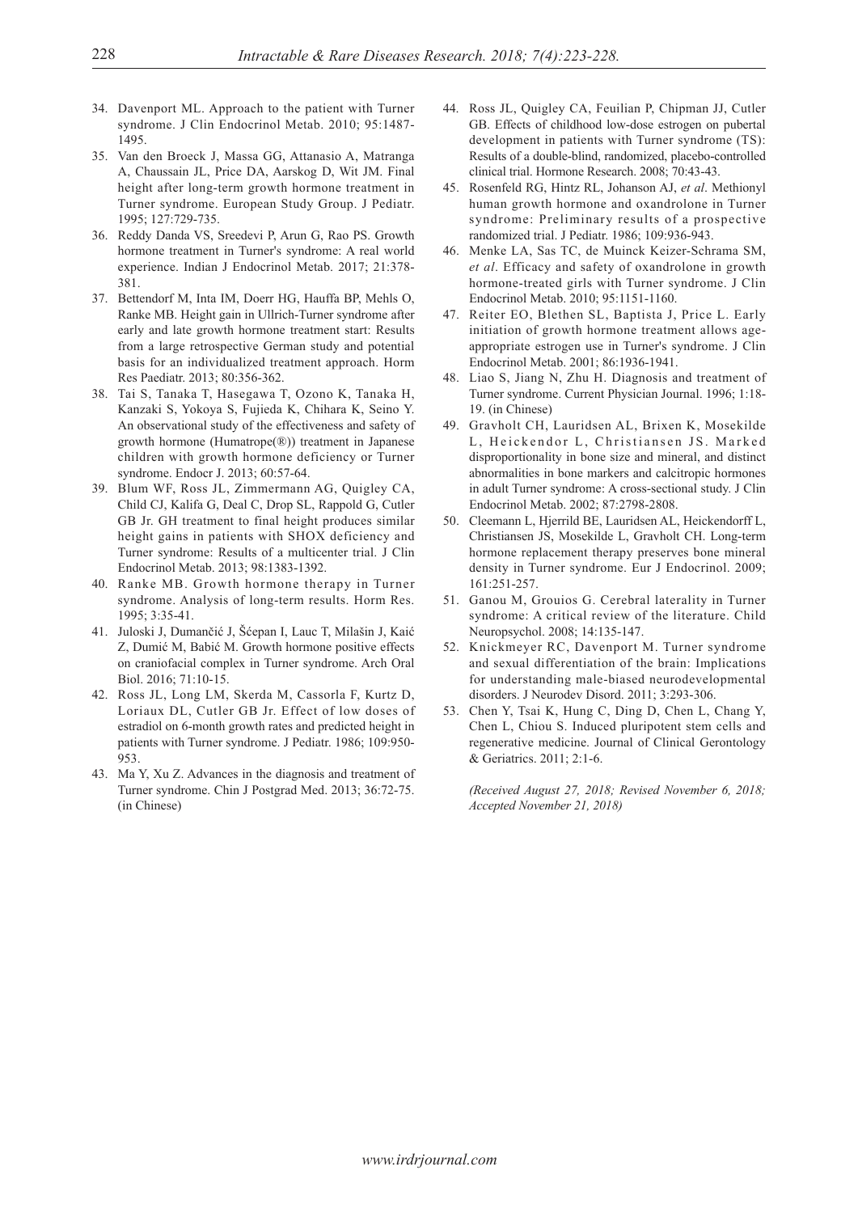34. Davenport ML. Approach to the patient with Turner syndrome. J Clin Endocrinol Metab. 2010; 95:1487-1495.
35. Van den Broeck J, Massa GG, Attanasio A, Matranga A, Chaussain JL, Price DA, Aarskog D, Wit JM. Final height after long-term growth hormone treatment in Turner syndrome. European Study Group. J Pediatr. 1995; 127:729-735.
36. Reddy Danda VS, Sreedevi P, Arun G, Rao PS. Growth hormone treatment in Turner's syndrome: A real world experience. Indian J Endocrinol Metab. 2017; 21:378-381.
37. Bettendorf M, Inta IM, Doerr HG, Hauffa BP, Mehls O, Ranke MB. Height gain in Ullrich-Turner syndrome after early and late growth hormone treatment start: Results from a large retrospective German study and potential basis for an individualized treatment approach. Horm Res Paediatr. 2013; 80:356-362.
38. Tai S, Tanaka T, Hasegawa T, Ozono K, Tanaka H, Kanzaki S, Yokoya S, Fujieda K, Chihara K, Seino Y. An observational study of the effectiveness and safety of growth hormone (Humatrope(®)) treatment in Japanese children with growth hormone deficiency or Turner syndrome. Endocr J. 2013; 60:57-64.
39. Blum WF, Ross JL, Zimmermann AG, Quigley CA, Child CJ, Kalifa G, Deal C, Drop SL, Rappold G, Cutler GB Jr. GH treatment to final height produces similar height gains in patients with SHOX deficiency and Turner syndrome: Results of a multicenter trial. J Clin Endocrinol Metab. 2013; 98:1383-1392.
40. Ranke MB. Growth hormone therapy in Turner syndrome. Analysis of long-term results. Horm Res. 1995; 3:35-41.
41. Juloski J, Dumančić J, Šćepan I, Lauc T, Milašin J, Kaić Z, Dumić M, Babić M. Growth hormone positive effects on craniofacial complex in Turner syndrome. Arch Oral Biol. 2016; 71:10-15.
42. Ross JL, Long LM, Skerda M, Cassorla F, Kurtz D, Loriaux DL, Cutler GB Jr. Effect of low doses of estradiol on 6-month growth rates and predicted height in patients with Turner syndrome. J Pediatr. 1986; 109:950-953.
43. Ma Y, Xu Z. Advances in the diagnosis and treatment of Turner syndrome. Chin J Postgrad Med. 2013; 36:72-75. (in Chinese)
44. Ross JL, Quigley CA, Feuilian P, Chipman JJ, Cutler GB. Effects of childhood low-dose estrogen on pubertal development in patients with Turner syndrome (TS): Results of a double-blind, randomized, placebo-controlled clinical trial. Hormone Research. 2008; 70:43-43.
45. Rosenfeld RG, Hintz RL, Johanson AJ, *et al*. Methionyl human growth hormone and oxandrolone in Turner syndrome: Preliminary results of a prospective randomized trial. J Pediatr. 1986; 109:936-943.
46. Menke LA, Sas TC, de Muinck Keizer-Schrama SM, *et al*. Efficacy and safety of oxandrolone in growth hormone-treated girls with Turner syndrome. J Clin Endocrinol Metab. 2010; 95:1151-1160.
47. Reiter EO, Blethen SL, Baptista J, Price L. Early initiation of growth hormone treatment allows age-appropriate estrogen use in Turner's syndrome. J Clin Endocrinol Metab. 2001; 86:1936-1941.
48. Liao S, Jiang N, Zhu H. Diagnosis and treatment of Turner syndrome. Current Physician Journal. 1996; 1:18-19. (in Chinese)
49. Gravholt CH, Lauridsen AL, Brixen K, Mosekilde L, Heickendor L, Christiansen JS. Marked disproportionality in bone size and mineral, and distinct abnormalities in bone markers and calcitropic hormones in adult Turner syndrome: A cross-sectional study. J Clin Endocrinol Metab. 2002; 87:2798-2808.
50. Cleemann L, Hjerrild BE, Lauridsen AL, Heickendorff L, Christiansen JS, Mosekilde L, Gravholt CH. Long-term hormone replacement therapy preserves bone mineral density in Turner syndrome. Eur J Endocrinol. 2009; 161:251-257.
51. Ganou M, Grouios G. Cerebral laterality in Turner syndrome: A critical review of the literature. Child Neuropsychol. 2008; 14:135-147.
52. Knickmeyer RC, Davenport M. Turner syndrome and sexual differentiation of the brain: Implications for understanding male-biased neurodevelopmental disorders. J Neurodev Disord. 2011; 3:293-306.
53. Chen Y, Tsai K, Hung C, Ding D, Chen L, Chang Y, Chen L, Chiou S. Induced pluripotent stem cells and regenerative medicine. Journal of Clinical Gerontology & Geriatrics. 2011; 2:1-6.

*(Received August 27, 2018; Revised November 6, 2018; Accepted November 21, 2018)*